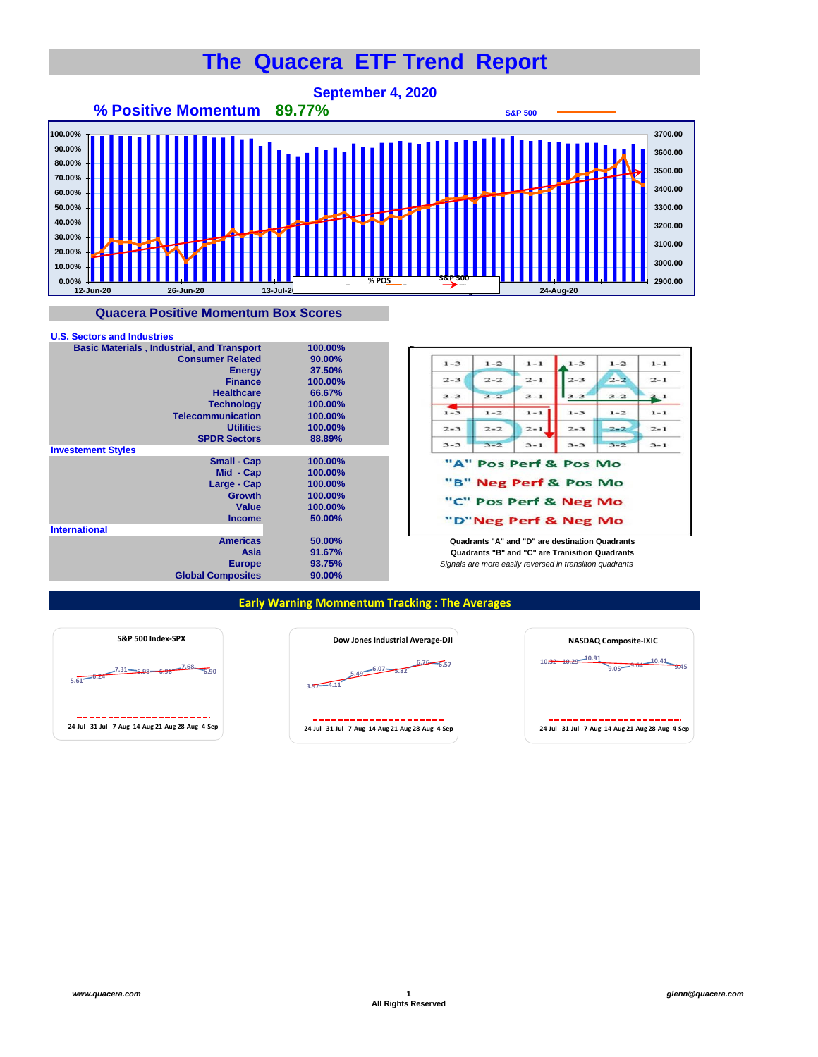# The Quacera ETF Trend Report

**September 4, 2020**

**% Positive Momentum 89.77%**

## Quacera Positive Momentum Box Scores

| U.S. Sectors and Industries | |
|---|---|
| Basic Materials , Industrial, and Transport | 100.00% |
| Consumer Related | 90.00% |
| Energy | 37.50% |
| Finance | 100.00% |
| Healthcare | 66.67% |
| Technology | 100.00% |
| Telecommunication | 100.00% |
| Utilities | 100.00% |
| SPDR Sectors | 88.89% |
| **Investement Styles** | |
| Small - Cap | 100.00% |
| Mid - Cap | 100.00% |
| Large - Cap | 100.00% |
| Growth | 100.00% |
| Value | 100.00% |
| Income | 50.00% |
| **International** | |
| Americas | 50.00% |
| Asia | 91.67% |
| Europe | 93.75% |
| Global Composites | 90.00% |

"A" Pos Perf & Pos Mo

"B" Neg Perf & Pos Mo

"C" Pos Perf & Neg Mo

"D" Neg Perf & Neg Mo

Quadrants "A" and "D" are destination Quadrants
Quadrants "B" and "C" are Tranisition Quadrants
*Signals are more easily reversed in transiiton quadrants*

## Early Warning Momnentum Tracking : The Averages

| | 24-Jul | 31-Jul | 7-Aug | 14-Aug | 21-Aug | 28-Aug | 4-Sep |
|---|---|---|---|---|---|---|---|
| S&P 500 Index-SPX | 5.61 | 6.24 | 7.31 | 6.98 | 6.96 | 7.68 | 6.90 |
| Dow Jones Industrial Average-DJI | 3.97 | 4.11 | 5.49 | 6.07 | 5.82 | 6.76 | 6.57 |
| NASDAQ Composite-IXIC | 10.32 | 10.29 | 10.91 | 9.05 | 9.64 | 10.41 | 9.45 |

*www.quacera.com* All Rights Reserved *glenn@quacera.com*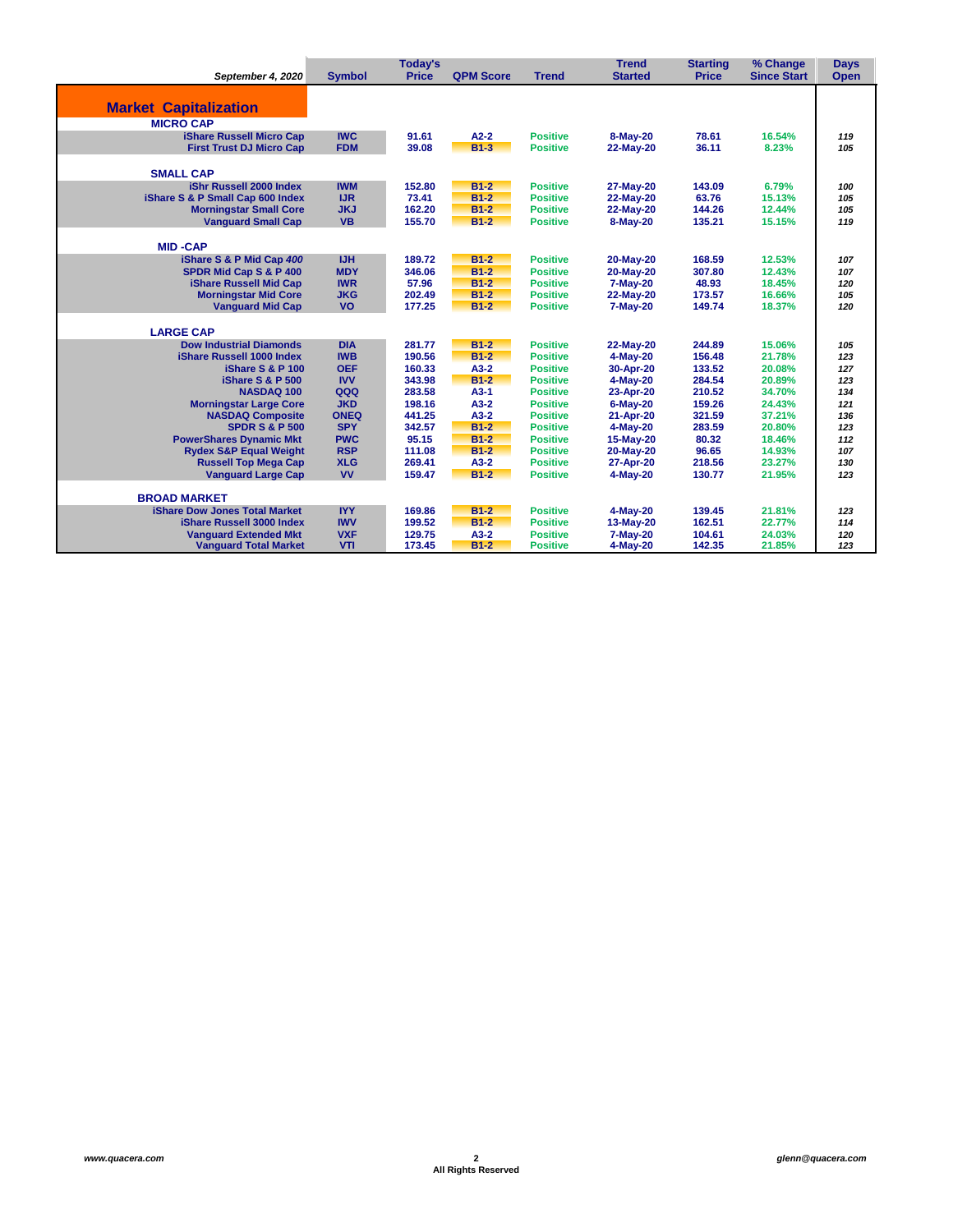| *September 4, 2020* | Symbol | Today's Price | QPM Score | Trend | Trend Started | Starting Price | % Change Since Start | Days Open |
|---|---|---|---|---|---|---|---|---|
| **Market Capitalization** | | | | | | | | |
| **MICRO CAP** | | | | | | | | |
| iShare Russell Micro Cap | IWC | 91.61 | A2-2 | Positive | 8-May-20 | 78.61 | 16.54% | 119 |
| First Trust DJ Micro Cap | FDM | 39.08 | B1-3 | Positive | 22-May-20 | 36.11 | 8.23% | 105 |
| **SMALL CAP** | | | | | | | | |
| iShr Russell 2000 Index | IWM | 152.80 | B1-2 | Positive | 27-May-20 | 143.09 | 6.79% | 100 |
| iShare S & P Small Cap 600 Index | IJR | 73.41 | B1-2 | Positive | 22-May-20 | 63.76 | 15.13% | 105 |
| Morningstar Small Core | JKJ | 162.20 | B1-2 | Positive | 22-May-20 | 144.26 | 12.44% | 105 |
| Vanguard Small Cap | VB | 155.70 | B1-2 | Positive | 8-May-20 | 135.21 | 15.15% | 119 |
| **MID -CAP** | | | | | | | | |
| iShare S & P Mid Cap *400* | IJH | 189.72 | B1-2 | Positive | 20-May-20 | 168.59 | 12.53% | 107 |
| SPDR Mid Cap S & P 400 | MDY | 346.06 | B1-2 | Positive | 20-May-20 | 307.80 | 12.43% | 107 |
| iShare Russell Mid Cap | IWR | 57.96 | B1-2 | Positive | 7-May-20 | 48.93 | 18.45% | 120 |
| Morningstar Mid Core | JKG | 202.49 | B1-2 | Positive | 22-May-20 | 173.57 | 16.66% | 105 |
| Vanguard Mid Cap | VO | 177.25 | B1-2 | Positive | 7-May-20 | 149.74 | 18.37% | 120 |
| **LARGE CAP** | | | | | | | | |
| Dow Industrial Diamonds | DIA | 281.77 | B1-2 | Positive | 22-May-20 | 244.89 | 15.06% | 105 |
| iShare Russell 1000 Index | IWB | 190.56 | B1-2 | Positive | 4-May-20 | 156.48 | 21.78% | 123 |
| iShare S & P 100 | OEF | 160.33 | A3-2 | Positive | 30-Apr-20 | 133.52 | 20.08% | 127 |
| iShare S & P 500 | IVV | 343.98 | B1-2 | Positive | 4-May-20 | 284.54 | 20.89% | 123 |
| NASDAQ 100 | QQQ | 283.58 | A3-1 | Positive | 23-Apr-20 | 210.52 | 34.70% | 134 |
| Morningstar Large Core | JKD | 198.16 | A3-2 | Positive | 6-May-20 | 159.26 | 24.43% | 121 |
| NASDAQ Composite | ONEQ | 441.25 | A3-2 | Positive | 21-Apr-20 | 321.59 | 37.21% | 136 |
| SPDR S & P 500 | SPY | 342.57 | B1-2 | Positive | 4-May-20 | 283.59 | 20.80% | 123 |
| PowerShares Dynamic Mkt | PWC | 95.15 | B1-2 | Positive | 15-May-20 | 80.32 | 18.46% | 112 |
| Rydex S&P Equal Weight | RSP | 111.08 | B1-2 | Positive | 20-May-20 | 96.65 | 14.93% | 107 |
| Russell Top Mega Cap | XLG | 269.41 | A3-2 | Positive | 27-Apr-20 | 218.56 | 23.27% | 130 |
| Vanguard Large Cap | VV | 159.47 | B1-2 | Positive | 4-May-20 | 130.77 | 21.95% | 123 |
| **BROAD MARKET** | | | | | | | | |
| iShare Dow Jones Total Market | IYY | 169.86 | B1-2 | Positive | 4-May-20 | 139.45 | 21.81% | 123 |
| iShare Russell 3000 Index | IWV | 199.52 | B1-2 | Positive | 13-May-20 | 162.51 | 22.77% | 114 |
| Vanguard Extended Mkt | VXF | 129.75 | A3-2 | Positive | 7-May-20 | 104.61 | 24.03% | 120 |
| Vanguard Total Market | VTI | 173.45 | B1-2 | Positive | 4-May-20 | 142.35 | 21.85% | 123 |

*www.quacera.com* — All Rights Reserved — *glenn@quacera.com*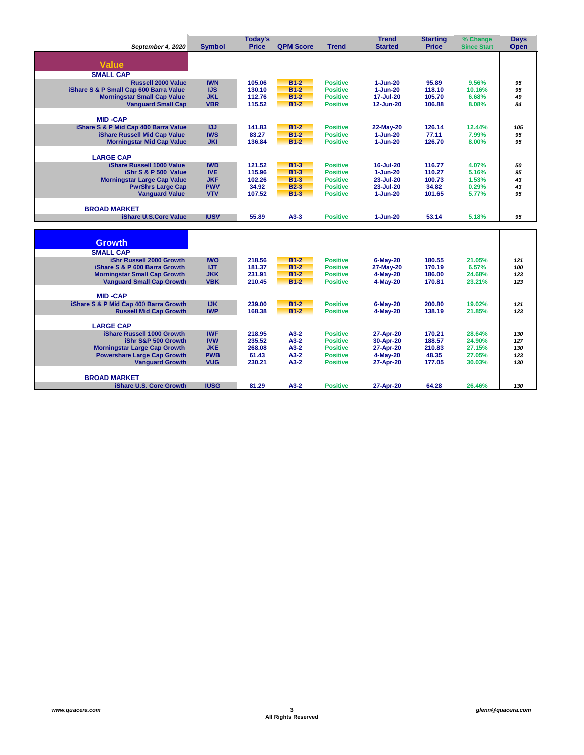| September 4, 2020 | Symbol | Today's Price | QPM Score | Trend | Trend Started | Starting Price | % Change Since Start | Days Open |
|---|---|---|---|---|---|---|---|---|
| **Value** | | | | | | | | |
| **SMALL CAP** | | | | | | | | |
| Russell 2000 Value | IWN | 105.06 | B1-2 | Positive | 1-Jun-20 | 95.89 | 9.56% | 95 |
| iShare S & P Small Cap 600 Barra Value | IJS | 130.10 | B1-2 | Positive | 1-Jun-20 | 118.10 | 10.16% | 95 |
| Morningstar Small Cap Value | JKL | 112.76 | B1-2 | Positive | 17-Jul-20 | 105.70 | 6.68% | 49 |
| Vanguard Small Cap | VBR | 115.52 | B1-2 | Positive | 12-Jun-20 | 106.88 | 8.08% | 84 |
| **MID -CAP** | | | | | | | | |
| iShare S & P Mid Cap 400 Barra Value | IJJ | 141.83 | B1-2 | Positive | 22-May-20 | 126.14 | 12.44% | 105 |
| iShare Russell Mid Cap Value | IWS | 83.27 | B1-2 | Positive | 1-Jun-20 | 77.11 | 7.99% | 95 |
| Morningstar Mid Cap Value | JKI | 136.84 | B1-2 | Positive | 1-Jun-20 | 126.70 | 8.00% | 95 |
| **LARGE CAP** | | | | | | | | |
| iShare Russell 1000 Value | IWD | 121.52 | B1-3 | Positive | 16-Jul-20 | 116.77 | 4.07% | 50 |
| iShr S & P 500 Value | IVE | 115.96 | B1-3 | Positive | 1-Jun-20 | 110.27 | 5.16% | 95 |
| Morningstar Large Cap Value | JKF | 102.26 | B1-3 | Positive | 23-Jul-20 | 100.73 | 1.53% | 43 |
| PwrShrs Large Cap | PWV | 34.92 | B2-3 | Positive | 23-Jul-20 | 34.82 | 0.29% | 43 |
| Vanguard Value | VTV | 107.52 | B1-3 | Positive | 1-Jun-20 | 101.65 | 5.77% | 95 |
| **BROAD MARKET** | | | | | | | | |
| iShare U.S.Core Value | IUSV | 55.89 | A3-3 | Positive | 1-Jun-20 | 53.14 | 5.18% | 95 |

| | Symbol | Today's Price | QPM Score | Trend | Trend Started | Starting Price | % Change Since Start | Days Open |
|---|---|---|---|---|---|---|---|---|
| **Growth** | | | | | | | | |
| **SMALL CAP** | | | | | | | | |
| iShr Russell 2000 Growth | IWO | 218.56 | B1-2 | Positive | 6-May-20 | 180.55 | 21.05% | 121 |
| iShare S & P 600 Barra Growth | IJT | 181.37 | B1-2 | Positive | 27-May-20 | 170.19 | 6.57% | 100 |
| Morningstar Small Cap Growth | JKK | 231.91 | B1-2 | Positive | 4-May-20 | 186.00 | 24.68% | 123 |
| Vanguard Small Cap Growth | VBK | 210.45 | B1-2 | Positive | 4-May-20 | 170.81 | 23.21% | 123 |
| **MID -CAP** | | | | | | | | |
| iShare S & P Mid Cap 400 Barra Growth | IJK | 239.00 | B1-2 | Positive | 6-May-20 | 200.80 | 19.02% | 121 |
| Russell Mid Cap Growth | IWP | 168.38 | B1-2 | Positive | 4-May-20 | 138.19 | 21.85% | 123 |
| **LARGE CAP** | | | | | | | | |
| iShare Russell 1000 Growth | IWF | 218.95 | A3-2 | Positive | 27-Apr-20 | 170.21 | 28.64% | 130 |
| iShr S&P 500 Growth | IVW | 235.52 | A3-2 | Positive | 30-Apr-20 | 188.57 | 24.90% | 127 |
| Morningstar Large Cap Growth | JKE | 268.08 | A3-2 | Positive | 27-Apr-20 | 210.83 | 27.15% | 130 |
| Powershare Large Cap Growth | PWB | 61.43 | A3-2 | Positive | 4-May-20 | 48.35 | 27.05% | 123 |
| Vanguard Growth | VUG | 230.21 | A3-2 | Positive | 27-Apr-20 | 177.05 | 30.03% | 130 |
| **BROAD MARKET** | | | | | | | | |
| iShare U.S. Core Growth | IUSG | 81.29 | A3-2 | Positive | 27-Apr-20 | 64.28 | 26.46% | 130 |

www.quacera.com

All Rights Reserved

glenn@quacera.com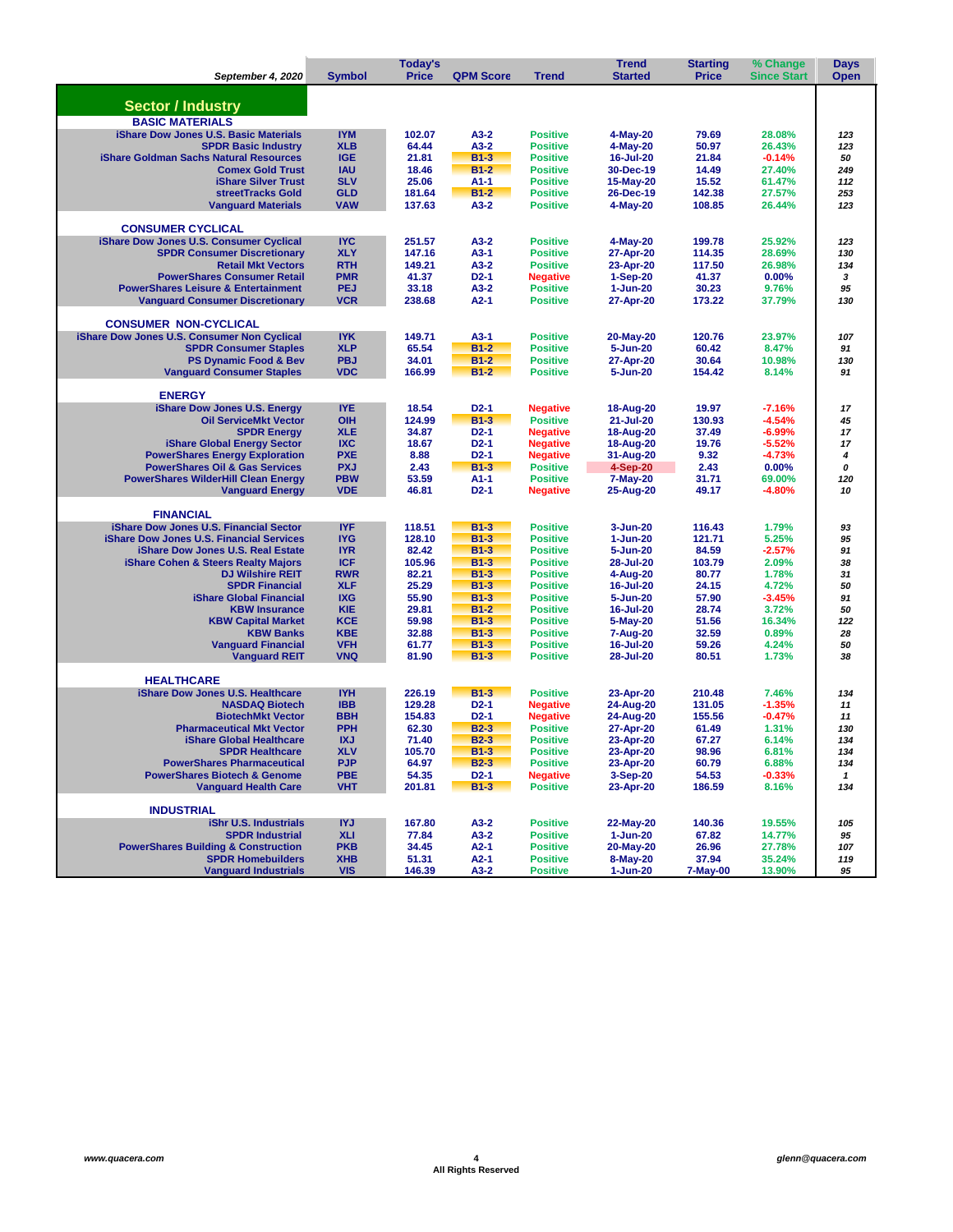| September 4, 2020 | Symbol | Today's Price | QPM Score | Trend | Trend Started | Starting Price | % Change Since Start | Days Open |
|---|---|---|---|---|---|---|---|---|
| **Sector / Industry** | | | | | | | | |
| **BASIC MATERIALS** | | | | | | | | |
| iShare Dow Jones U.S. Basic Materials | IYM | 102.07 | A3-2 | Positive | 4-May-20 | 79.69 | 28.08% | 123 |
| SPDR Basic Industry | XLB | 64.44 | A3-2 | Positive | 4-May-20 | 50.97 | 26.43% | 123 |
| iShare Goldman Sachs Natural Resources | IGE | 21.81 | B1-3 | Positive | 16-Jul-20 | 21.84 | -0.14% | 50 |
| Comex Gold Trust | IAU | 18.46 | B1-2 | Positive | 30-Dec-19 | 14.49 | 27.40% | 249 |
| iShare Silver Trust | SLV | 25.06 | A1-1 | Positive | 15-May-20 | 15.52 | 61.47% | 112 |
| streetTracks Gold | GLD | 181.64 | B1-2 | Positive | 26-Dec-19 | 142.38 | 27.57% | 253 |
| Vanguard Materials | VAW | 137.63 | A3-2 | Positive | 4-May-20 | 108.85 | 26.44% | 123 |
| **CONSUMER CYCLICAL** | | | | | | | | |
| iShare Dow Jones U.S. Consumer Cyclical | IYC | 251.57 | A3-2 | Positive | 4-May-20 | 199.78 | 25.92% | 123 |
| SPDR Consumer Discretionary | XLY | 147.16 | A3-1 | Positive | 27-Apr-20 | 114.35 | 28.69% | 130 |
| Retail Mkt Vectors | RTH | 149.21 | A3-2 | Positive | 23-Apr-20 | 117.50 | 26.98% | 134 |
| PowerShares Consumer Retail | PMR | 41.37 | D2-1 | Negative | 1-Sep-20 | 41.37 | 0.00% | 3 |
| PowerShares Leisure & Entertainment | PEJ | 33.18 | A3-2 | Positive | 1-Jun-20 | 30.23 | 9.76% | 95 |
| Vanguard Consumer Discretionary | VCR | 238.68 | A2-1 | Positive | 27-Apr-20 | 173.22 | 37.79% | 130 |
| **CONSUMER NON-CYCLICAL** | | | | | | | | |
| iShare Dow Jones U.S. Consumer Non Cyclical | IYK | 149.71 | A3-1 | Positive | 20-May-20 | 120.76 | 23.97% | 107 |
| SPDR Consumer Staples | XLP | 65.54 | B1-2 | Positive | 5-Jun-20 | 60.42 | 8.47% | 91 |
| PS Dynamic Food & Bev | PBJ | 34.01 | B1-2 | Positive | 27-Apr-20 | 30.64 | 10.98% | 130 |
| Vanguard Consumer Staples | VDC | 166.99 | B1-2 | Positive | 5-Jun-20 | 154.42 | 8.14% | 91 |
| **ENERGY** | | | | | | | | |
| iShare Dow Jones U.S. Energy | IYE | 18.54 | D2-1 | Negative | 18-Aug-20 | 19.97 | -7.16% | 17 |
| Oil ServiceMkt Vector | OIH | 124.99 | B1-3 | Positive | 21-Jul-20 | 130.93 | -4.54% | 45 |
| SPDR Energy | XLE | 34.87 | D2-1 | Negative | 18-Aug-20 | 37.49 | -6.99% | 17 |
| iShare Global Energy Sector | IXC | 18.67 | D2-1 | Negative | 18-Aug-20 | 19.76 | -5.52% | 17 |
| PowerShares Energy Exploration | PXE | 8.88 | D2-1 | Negative | 31-Aug-20 | 9.32 | -4.73% | 4 |
| PowerShares Oil & Gas Services | PXJ | 2.43 | B1-3 | Positive | 4-Sep-20 | 2.43 | 0.00% | 0 |
| PowerShares WilderHill Clean Energy | PBW | 53.59 | A1-1 | Positive | 7-May-20 | 31.71 | 69.00% | 120 |
| Vanguard Energy | VDE | 46.81 | D2-1 | Negative | 25-Aug-20 | 49.17 | -4.80% | 10 |
| **FINANCIAL** | | | | | | | | |
| iShare Dow Jones U.S. Financial Sector | IYF | 118.51 | B1-3 | Positive | 3-Jun-20 | 116.43 | 1.79% | 93 |
| iShare Dow Jones U.S. Financial Services | IYG | 128.10 | B1-3 | Positive | 1-Jun-20 | 121.71 | 5.25% | 95 |
| iShare Dow Jones U.S. Real Estate | IYR | 82.42 | B1-3 | Positive | 5-Jun-20 | 84.59 | -2.57% | 91 |
| iShare Cohen & Steers Realty Majors | ICF | 105.96 | B1-3 | Positive | 28-Jul-20 | 103.79 | 2.09% | 38 |
| DJ Wilshire REIT | RWR | 82.21 | B1-3 | Positive | 4-Aug-20 | 80.77 | 1.78% | 31 |
| SPDR Financial | XLF | 25.29 | B1-3 | Positive | 16-Jul-20 | 24.15 | 4.72% | 50 |
| iShare Global Financial | IXG | 55.90 | B1-3 | Positive | 5-Jun-20 | 57.90 | -3.45% | 91 |
| KBW Insurance | KIE | 29.81 | B1-2 | Positive | 16-Jul-20 | 28.74 | 3.72% | 50 |
| KBW Capital Market | KCE | 59.98 | B1-3 | Positive | 5-May-20 | 51.56 | 16.34% | 122 |
| KBW Banks | KBE | 32.88 | B1-3 | Positive | 7-Aug-20 | 32.59 | 0.89% | 28 |
| Vanguard Financial | VFH | 61.77 | B1-3 | Positive | 16-Jul-20 | 59.26 | 4.24% | 50 |
| Vanguard REIT | VNQ | 81.90 | B1-3 | Positive | 28-Jul-20 | 80.51 | 1.73% | 38 |
| **HEALTHCARE** | | | | | | | | |
| iShare Dow Jones U.S. Healthcare | IYH | 226.19 | B1-3 | Positive | 23-Apr-20 | 210.48 | 7.46% | 134 |
| NASDAQ Biotech | IBB | 129.28 | D2-1 | Negative | 24-Aug-20 | 131.05 | -1.35% | 11 |
| BiotechMkt Vector | BBH | 154.83 | D2-1 | Negative | 24-Aug-20 | 155.56 | -0.47% | 11 |
| Pharmaceutical Mkt Vector | PPH | 62.30 | B2-3 | Positive | 27-Apr-20 | 61.49 | 1.31% | 130 |
| iShare Global Healthcare | IXJ | 71.40 | B2-3 | Positive | 23-Apr-20 | 67.27 | 6.14% | 134 |
| SPDR Healthcare | XLV | 105.70 | B1-3 | Positive | 23-Apr-20 | 98.96 | 6.81% | 134 |
| PowerShares Pharmaceutical | PJP | 64.97 | B2-3 | Positive | 23-Apr-20 | 60.79 | 6.88% | 134 |
| PowerShares Biotech & Genome | PBE | 54.35 | D2-1 | Negative | 3-Sep-20 | 54.53 | -0.33% | 1 |
| Vanguard Health Care | VHT | 201.81 | B1-3 | Positive | 23-Apr-20 | 186.59 | 8.16% | 134 |
| **INDUSTRIAL** | | | | | | | | |
| iShr U.S. Industrials | IYJ | 167.80 | A3-2 | Positive | 22-May-20 | 140.36 | 19.55% | 105 |
| SPDR Industrial | XLI | 77.84 | A3-2 | Positive | 1-Jun-20 | 67.82 | 14.77% | 95 |
| PowerShares Building & Construction | PKB | 34.45 | A2-1 | Positive | 20-May-20 | 26.96 | 27.78% | 107 |
| SPDR Homebuilders | XHB | 51.31 | A2-1 | Positive | 8-May-20 | 37.94 | 35.24% | 119 |
| Vanguard Industrials | VIS | 146.39 | A3-2 | Positive | 1-Jun-20 | 7-May-00 | 13.90% | 95 |

www.quacera.com

All Rights Reserved

glenn@quacera.com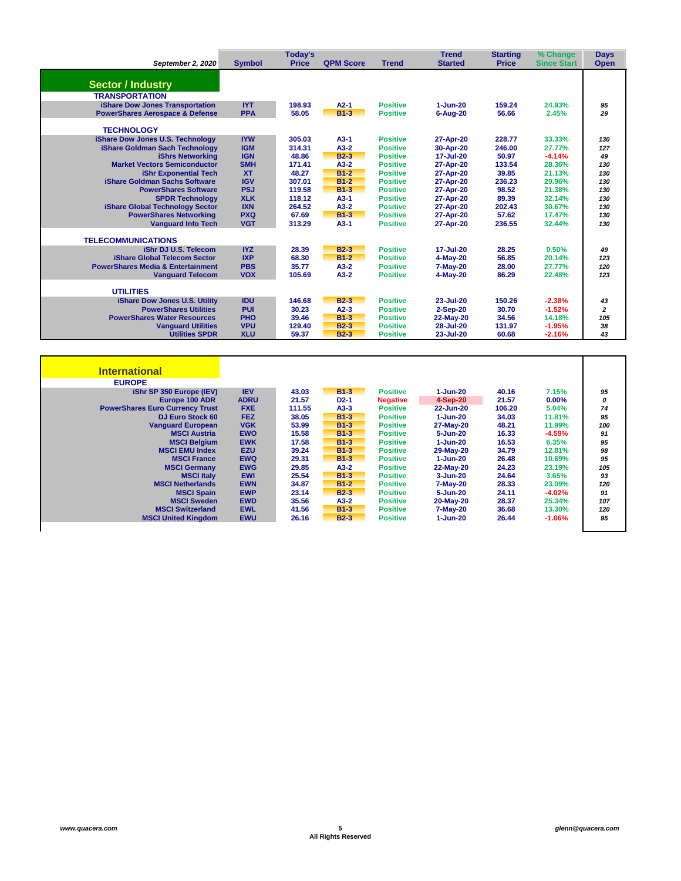| September 2, 2020 | Symbol | Today's Price | QPM Score | Trend | Trend Started | Starting Price | % Change Since Start | Days Open |
|---|---|---|---|---|---|---|---|---|
| **Sector / Industry** | | | | | | | | |
| **TRANSPORTATION** | | | | | | | | |
| iShare Dow Jones Transportation | IYT | 198.93 | A2-1 | Positive | 1-Jun-20 | 159.24 | 24.93% | 95 |
| PowerShares Aerospace & Defense | PPA | 58.05 | B1-3 | Positive | 6-Aug-20 | 56.66 | 2.45% | 29 |
| **TECHNOLOGY** | | | | | | | | |
| iShare Dow Jones U.S. Technology | IYW | 305.03 | A3-1 | Positive | 27-Apr-20 | 228.77 | 33.33% | 130 |
| iShare Goldman Sach Technology | IGM | 314.31 | A3-2 | Positive | 30-Apr-20 | 246.00 | 27.77% | 127 |
| iShrs Networking | IGN | 48.86 | B2-3 | Positive | 17-Jul-20 | 50.97 | -4.14% | 49 |
| Market Vectors Semiconductor | SMH | 171.41 | A3-2 | Positive | 27-Apr-20 | 133.54 | 28.36% | 130 |
| iShr Exponential Tech | XT | 48.27 | B1-2 | Positive | 27-Apr-20 | 39.85 | 21.13% | 130 |
| iShare Goldman Sachs Software | IGV | 307.01 | B1-2 | Positive | 27-Apr-20 | 236.23 | 29.96% | 130 |
| PowerShares Software | PSJ | 119.58 | B1-3 | Positive | 27-Apr-20 | 98.52 | 21.38% | 130 |
| SPDR Technology | XLK | 118.12 | A3-1 | Positive | 27-Apr-20 | 89.39 | 32.14% | 130 |
| iShare Global Technology Sector | IXN | 264.52 | A3-2 | Positive | 27-Apr-20 | 202.43 | 30.67% | 130 |
| PowerShares Networking | PXQ | 67.69 | B1-3 | Positive | 27-Apr-20 | 57.62 | 17.47% | 130 |
| Vanguard Info Tech | VGT | 313.29 | A3-1 | Positive | 27-Apr-20 | 236.55 | 32.44% | 130 |
| **TELECOMMUNICATIONS** | | | | | | | | |
| iShr DJ U.S. Telecom | IYZ | 28.39 | B2-3 | Positive | 17-Jul-20 | 28.25 | 0.50% | 49 |
| iShare Global Telecom Sector | IXP | 68.30 | B1-2 | Positive | 4-May-20 | 56.85 | 20.14% | 123 |
| PowerShares Media & Entertainment | PBS | 35.77 | A3-2 | Positive | 7-May-20 | 28.00 | 27.77% | 120 |
| Vanguard Telecom | VOX | 105.69 | A3-2 | Positive | 4-May-20 | 86.29 | 22.48% | 123 |
| **UTILITIES** | | | | | | | | |
| iShare Dow Jones U.S. Utility | IDU | 146.68 | B2-3 | Positive | 23-Jul-20 | 150.26 | -2.38% | 43 |
| PowerShares Utilities | PUI | 30.23 | A2-3 | Positive | 2-Sep-20 | 30.70 | -1.52% | 2 |
| PowerShares Water Resources | PHO | 39.46 | B1-3 | Positive | 22-May-20 | 34.56 | 14.18% | 105 |
| Vanguard Utilities | VPU | 129.40 | B2-3 | Positive | 28-Jul-20 | 131.97 | -1.95% | 38 |
| Utilities SPDR | XLU | 59.37 | B2-3 | Positive | 23-Jul-20 | 60.68 | -2.16% | 43 |

| International | Symbol | Today's Price | QPM Score | Trend | Trend Started | Starting Price | % Change Since Start | Days Open |
|---|---|---|---|---|---|---|---|---|
| **EUROPE** | | | | | | | | |
| iShr SP 350 Europe (IEV) | IEV | 43.03 | B1-3 | Positive | 1-Jun-20 | 40.16 | 7.15% | 95 |
| Europe 100 ADR | ADRU | 21.57 | D2-1 | Negative | 4-Sep-20 | 21.57 | 0.00% | 0 |
| PowerShares Euro Currency Trust | FXE | 111.55 | A3-3 | Positive | 22-Jun-20 | 106.20 | 5.04% | 74 |
| DJ Euro Stock 60 | FEZ | 38.05 | B1-3 | Positive | 1-Jun-20 | 34.03 | 11.81% | 95 |
| Vanguard European | VGK | 53.99 | B1-3 | Positive | 27-May-20 | 48.21 | 11.99% | 100 |
| MSCI Austria | EWO | 15.58 | B1-3 | Positive | 5-Jun-20 | 16.33 | -4.59% | 91 |
| MSCI Belgium | EWK | 17.58 | B1-3 | Positive | 1-Jun-20 | 16.53 | 6.35% | 95 |
| MSCI EMU Index | EZU | 39.24 | B1-3 | Positive | 29-May-20 | 34.79 | 12.81% | 98 |
| MSCI France | EWQ | 29.31 | B1-3 | Positive | 1-Jun-20 | 26.48 | 10.69% | 95 |
| MSCI Germany | EWG | 29.85 | A3-2 | Positive | 22-May-20 | 24.23 | 23.19% | 105 |
| MSCI Italy | EWI | 25.54 | B1-3 | Positive | 3-Jun-20 | 24.64 | 3.65% | 93 |
| MSCI Netherlands | EWN | 34.87 | B1-2 | Positive | 7-May-20 | 28.33 | 23.09% | 120 |
| MSCI Spain | EWP | 23.14 | B2-3 | Positive | 5-Jun-20 | 24.11 | -4.02% | 91 |
| MSCI Sweden | EWD | 35.56 | A3-2 | Positive | 20-May-20 | 28.37 | 25.34% | 107 |
| MSCI Switzerland | EWL | 41.56 | B1-3 | Positive | 7-May-20 | 36.68 | 13.30% | 120 |
| MSCI United Kingdom | EWU | 26.16 | B2-3 | Positive | 1-Jun-20 | 26.44 | -1.06% | 95 |

*www.quacera.com* — All Rights Reserved — *glenn@quacera.com*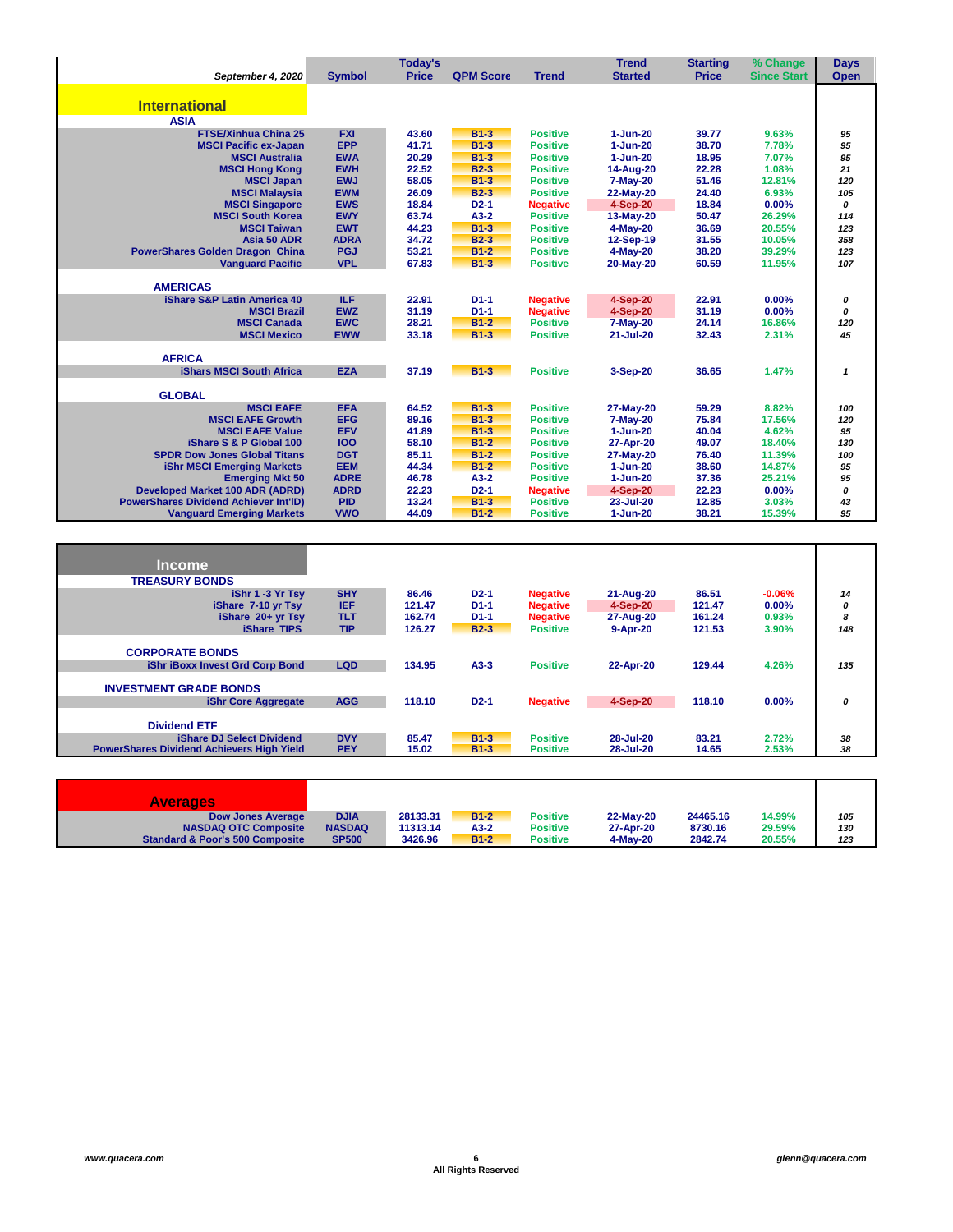| September 4, 2020 | Symbol | Today's Price | QPM Score | Trend | Trend Started | Starting Price | % Change Since Start | Days Open |
|---|---|---|---|---|---|---|---|---|
| **International** | | | | | | | | |
| **ASIA** | | | | | | | | |
| FTSE/Xinhua China 25 | FXI | 43.60 | B1-3 | Positive | 1-Jun-20 | 39.77 | 9.63% | 95 |
| MSCI Pacific ex-Japan | EPP | 41.71 | B1-3 | Positive | 1-Jun-20 | 38.70 | 7.78% | 95 |
| MSCI Australia | EWA | 20.29 | B1-3 | Positive | 1-Jun-20 | 18.95 | 7.07% | 95 |
| MSCI Hong Kong | EWH | 22.52 | B2-3 | Positive | 14-Aug-20 | 22.28 | 1.08% | 21 |
| MSCI Japan | EWJ | 58.05 | B1-3 | Positive | 7-May-20 | 51.46 | 12.81% | 120 |
| MSCI Malaysia | EWM | 26.09 | B2-3 | Positive | 22-May-20 | 24.40 | 6.93% | 105 |
| MSCI Singapore | EWS | 18.84 | D2-1 | Negative | 4-Sep-20 | 18.84 | 0.00% | 0 |
| MSCI South Korea | EWY | 63.74 | A3-2 | Positive | 13-May-20 | 50.47 | 26.29% | 114 |
| MSCI Taiwan | EWT | 44.23 | B1-3 | Positive | 4-May-20 | 36.69 | 20.55% | 123 |
| Asia 50 ADR | ADRA | 34.72 | B2-3 | Positive | 12-Sep-19 | 31.55 | 10.05% | 358 |
| PowerShares Golden Dragon China | PGJ | 53.21 | B1-2 | Positive | 4-May-20 | 38.20 | 39.29% | 123 |
| Vanguard Pacific | VPL | 67.83 | B1-3 | Positive | 20-May-20 | 60.59 | 11.95% | 107 |
| **AMERICAS** | | | | | | | | |
| iShare S&P Latin America 40 | ILF | 22.91 | D1-1 | Negative | 4-Sep-20 | 22.91 | 0.00% | 0 |
| MSCI Brazil | EWZ | 31.19 | D1-1 | Negative | 4-Sep-20 | 31.19 | 0.00% | 0 |
| MSCI Canada | EWC | 28.21 | B1-2 | Positive | 7-May-20 | 24.14 | 16.86% | 120 |
| MSCI Mexico | EWW | 33.18 | B1-3 | Positive | 21-Jul-20 | 32.43 | 2.31% | 45 |
| **AFRICA** | | | | | | | | |
| iShars MSCI South Africa | EZA | 37.19 | B1-3 | Positive | 3-Sep-20 | 36.65 | 1.47% | 1 |
| **GLOBAL** | | | | | | | | |
| MSCI EAFE | EFA | 64.52 | B1-3 | Positive | 27-May-20 | 59.29 | 8.82% | 100 |
| MSCI EAFE Growth | EFG | 89.16 | B1-3 | Positive | 7-May-20 | 75.84 | 17.56% | 120 |
| MSCI EAFE Value | EFV | 41.89 | B1-3 | Positive | 1-Jun-20 | 40.04 | 4.62% | 95 |
| iShare S & P Global 100 | IOO | 58.10 | B1-2 | Positive | 27-Apr-20 | 49.07 | 18.40% | 130 |
| SPDR Dow Jones Global Titans | DGT | 85.11 | B1-2 | Positive | 27-May-20 | 76.40 | 11.39% | 100 |
| iShr MSCI Emerging Markets | EEM | 44.34 | B1-2 | Positive | 1-Jun-20 | 38.60 | 14.87% | 95 |
| Emerging Mkt 50 | ADRE | 46.78 | A3-2 | Positive | 1-Jun-20 | 37.36 | 25.21% | 95 |
| Developed Market 100 ADR (ADRD) | ADRD | 22.23 | D2-1 | Negative | 4-Sep-20 | 22.23 | 0.00% | 0 |
| PowerShares Dividend Achiever Int'lD) | PID | 13.24 | B1-3 | Positive | 23-Jul-20 | 12.85 | 3.03% | 43 |
| Vanguard Emerging Markets | VWO | 44.09 | B1-2 | Positive | 1-Jun-20 | 38.21 | 15.39% | 95 |

| Income | | | | | | | | |
|---|---|---|---|---|---|---|---|---|
| **TREASURY BONDS** | | | | | | | | |
| iShr 1 -3 Yr Tsy | SHY | 86.46 | D2-1 | Negative | 21-Aug-20 | 86.51 | -0.06% | 14 |
| iShare 7-10 yr Tsy | IEF | 121.47 | D1-1 | Negative | 4-Sep-20 | 121.47 | 0.00% | 0 |
| iShare 20+ yr Tsy | TLT | 162.74 | D1-1 | Negative | 27-Aug-20 | 161.24 | 0.93% | 8 |
| iShare TIPS | TIP | 126.27 | B2-3 | Positive | 9-Apr-20 | 121.53 | 3.90% | 148 |
| **CORPORATE BONDS** | | | | | | | | |
| iShr iBoxx Invest Grd Corp Bond | LQD | 134.95 | A3-3 | Positive | 22-Apr-20 | 129.44 | 4.26% | 135 |
| **INVESTMENT GRADE BONDS** | | | | | | | | |
| iShr Core Aggregate | AGG | 118.10 | D2-1 | Negative | 4-Sep-20 | 118.10 | 0.00% | 0 |
| **Dividend ETF** | | | | | | | | |
| iShare DJ Select Dividend | DVY | 85.47 | B1-3 | Positive | 28-Jul-20 | 83.21 | 2.72% | 38 |
| PowerShares Dividend Achievers High Yield | PEY | 15.02 | B1-3 | Positive | 28-Jul-20 | 14.65 | 2.53% | 38 |

| Averages | | | | | | | | |
|---|---|---|---|---|---|---|---|---|
| Dow Jones Average | DJIA | 28133.31 | B1-2 | Positive | 22-May-20 | 24465.16 | 14.99% | 105 |
| NASDAQ OTC Composite | NASDAQ | 11313.14 | A3-2 | Positive | 27-Apr-20 | 8730.16 | 29.59% | 130 |
| Standard & Poor's 500 Composite | SP500 | 3426.96 | B1-2 | Positive | 4-May-20 | 2842.74 | 20.55% | 123 |

*www.quacera.com* — All Rights Reserved — *glenn@quacera.com*